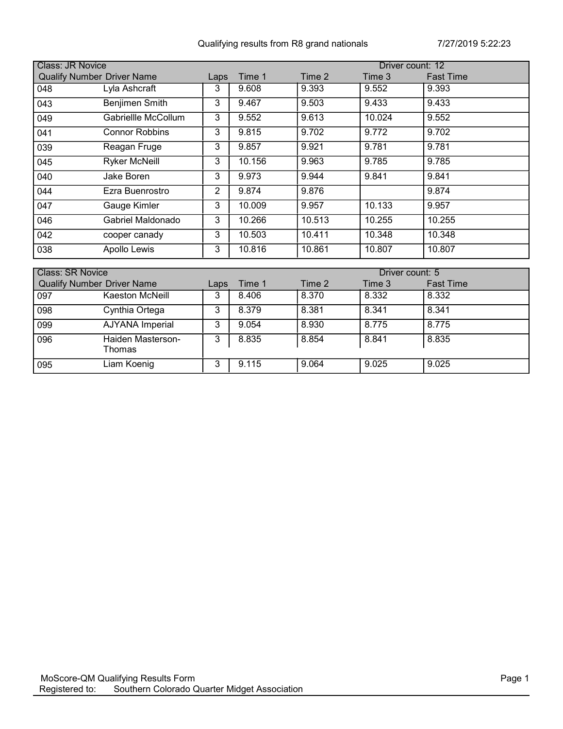Qualifying results from R8 grand nationals 7/27/2019 5:22:23

| Class: JR Novice | | | | | | Driver count: 12 |
|---|---|---|---|---|---|---|
| Qualify Number | Driver Name | Laps | Time 1 | Time 2 | Time 3 | Fast Time |
| 048 | Lyla Ashcraft | 3 | 9.608 | 9.393 | 9.552 | 9.393 |
| 043 | Benjimen Smith | 3 | 9.467 | 9.503 | 9.433 | 9.433 |
| 049 | Gabriellle McCollum | 3 | 9.552 | 9.613 | 10.024 | 9.552 |
| 041 | Connor Robbins | 3 | 9.815 | 9.702 | 9.772 | 9.702 |
| 039 | Reagan Fruge | 3 | 9.857 | 9.921 | 9.781 | 9.781 |
| 045 | Ryker McNeill | 3 | 10.156 | 9.963 | 9.785 | 9.785 |
| 040 | Jake Boren | 3 | 9.973 | 9.944 | 9.841 | 9.841 |
| 044 | Ezra Buenrostro | 2 | 9.874 | 9.876 | | 9.874 |
| 047 | Gauge Kimler | 3 | 10.009 | 9.957 | 10.133 | 9.957 |
| 046 | Gabriel Maldonado | 3 | 10.266 | 10.513 | 10.255 | 10.255 |
| 042 | cooper canady | 3 | 10.503 | 10.411 | 10.348 | 10.348 |
| 038 | Apollo Lewis | 3 | 10.816 | 10.861 | 10.807 | 10.807 |

| Class: SR Novice | | | | | | Driver count: 5 |
|---|---|---|---|---|---|---|
| Qualify Number | Driver Name | Laps | Time 1 | Time 2 | Time 3 | Fast Time |
| 097 | Kaeston McNeill | 3 | 8.406 | 8.370 | 8.332 | 8.332 |
| 098 | Cynthia Ortega | 3 | 8.379 | 8.381 | 8.341 | 8.341 |
| 099 | AJYANA Imperial | 3 | 9.054 | 8.930 | 8.775 | 8.775 |
| 096 | Haiden Masterson-Thomas | 3 | 8.835 | 8.854 | 8.841 | 8.835 |
| 095 | Liam Koenig | 3 | 9.115 | 9.064 | 9.025 | 9.025 |

MoScore-QM Qualifying Results Form
Registered to: Southern Colorado Quarter Midget Association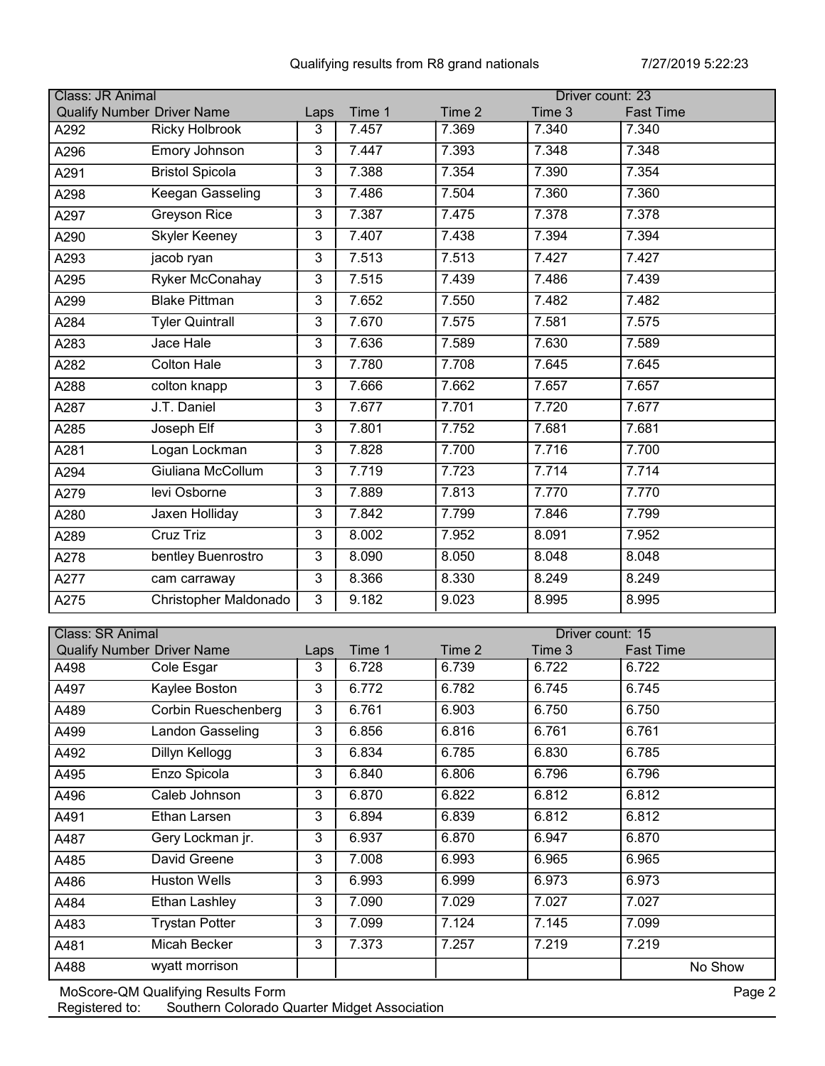Qualifying results from R8 grand nationals 7/27/2019 5:22:23

**Class: JR Animal** — Driver count: 23

| Qualify Number | Driver Name | Laps | Time 1 | Time 2 | Time 3 | Fast Time |
|---|---|---|---|---|---|---|
| A292 | Ricky Holbrook | 3 | 7.457 | 7.369 | 7.340 | 7.340 |
| A296 | Emory Johnson | 3 | 7.447 | 7.393 | 7.348 | 7.348 |
| A291 | Bristol Spicola | 3 | 7.388 | 7.354 | 7.390 | 7.354 |
| A298 | Keegan Gasseling | 3 | 7.486 | 7.504 | 7.360 | 7.360 |
| A297 | Greyson Rice | 3 | 7.387 | 7.475 | 7.378 | 7.378 |
| A290 | Skyler Keeney | 3 | 7.407 | 7.438 | 7.394 | 7.394 |
| A293 | jacob ryan | 3 | 7.513 | 7.513 | 7.427 | 7.427 |
| A295 | Ryker McConahay | 3 | 7.515 | 7.439 | 7.486 | 7.439 |
| A299 | Blake Pittman | 3 | 7.652 | 7.550 | 7.482 | 7.482 |
| A284 | Tyler Quintrall | 3 | 7.670 | 7.575 | 7.581 | 7.575 |
| A283 | Jace Hale | 3 | 7.636 | 7.589 | 7.630 | 7.589 |
| A282 | Colton Hale | 3 | 7.780 | 7.708 | 7.645 | 7.645 |
| A288 | colton knapp | 3 | 7.666 | 7.662 | 7.657 | 7.657 |
| A287 | J.T. Daniel | 3 | 7.677 | 7.701 | 7.720 | 7.677 |
| A285 | Joseph Elf | 3 | 7.801 | 7.752 | 7.681 | 7.681 |
| A281 | Logan Lockman | 3 | 7.828 | 7.700 | 7.716 | 7.700 |
| A294 | Giuliana McCollum | 3 | 7.719 | 7.723 | 7.714 | 7.714 |
| A279 | levi Osborne | 3 | 7.889 | 7.813 | 7.770 | 7.770 |
| A280 | Jaxen Holliday | 3 | 7.842 | 7.799 | 7.846 | 7.799 |
| A289 | Cruz Triz | 3 | 8.002 | 7.952 | 8.091 | 7.952 |
| A278 | bentley Buenrostro | 3 | 8.090 | 8.050 | 8.048 | 8.048 |
| A277 | cam carraway | 3 | 8.366 | 8.330 | 8.249 | 8.249 |
| A275 | Christopher Maldonado | 3 | 9.182 | 9.023 | 8.995 | 8.995 |

**Class: SR Animal** — Driver count: 15

| Qualify Number | Driver Name | Laps | Time 1 | Time 2 | Time 3 | Fast Time |
|---|---|---|---|---|---|---|
| A498 | Cole Esgar | 3 | 6.728 | 6.739 | 6.722 | 6.722 |
| A497 | Kaylee Boston | 3 | 6.772 | 6.782 | 6.745 | 6.745 |
| A489 | Corbin Rueschenberg | 3 | 6.761 | 6.903 | 6.750 | 6.750 |
| A499 | Landon Gasseling | 3 | 6.856 | 6.816 | 6.761 | 6.761 |
| A492 | Dillyn Kellogg | 3 | 6.834 | 6.785 | 6.830 | 6.785 |
| A495 | Enzo Spicola | 3 | 6.840 | 6.806 | 6.796 | 6.796 |
| A496 | Caleb Johnson | 3 | 6.870 | 6.822 | 6.812 | 6.812 |
| A491 | Ethan Larsen | 3 | 6.894 | 6.839 | 6.812 | 6.812 |
| A487 | Gery Lockman jr. | 3 | 6.937 | 6.870 | 6.947 | 6.870 |
| A485 | David Greene | 3 | 7.008 | 6.993 | 6.965 | 6.965 |
| A486 | Huston Wells | 3 | 6.993 | 6.999 | 6.973 | 6.973 |
| A484 | Ethan Lashley | 3 | 7.090 | 7.029 | 7.027 | 7.027 |
| A483 | Trystan Potter | 3 | 7.099 | 7.124 | 7.145 | 7.099 |
| A481 | Micah Becker | 3 | 7.373 | 7.257 | 7.219 | 7.219 |
| A488 | wyatt morrison | | | | | No Show |

MoScore-QM Qualifying Results Form
Registered to: Southern Colorado Quarter Midget Association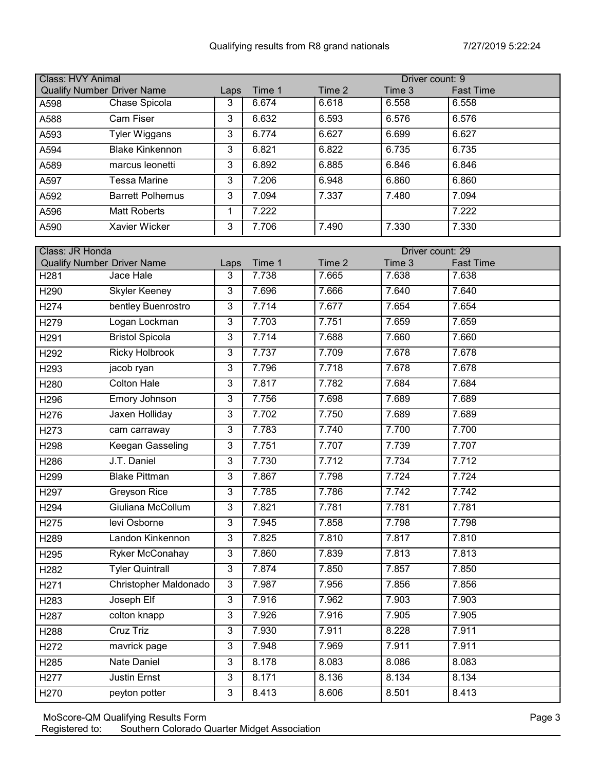Qualifying results from R8 grand nationals 7/27/2019 5:22:24

| Class: HVY Animal | | | | | | Driver count: 9 |
|---|---|---|---|---|---|---|
| **Qualify Number** | **Driver Name** | **Laps** | **Time 1** | **Time 2** | **Time 3** | **Fast Time** |
| A598 | Chase Spicola | 3 | 6.674 | 6.618 | 6.558 | 6.558 |
| A588 | Cam Fiser | 3 | 6.632 | 6.593 | 6.576 | 6.576 |
| A593 | Tyler Wiggans | 3 | 6.774 | 6.627 | 6.699 | 6.627 |
| A594 | Blake Kinkennon | 3 | 6.821 | 6.822 | 6.735 | 6.735 |
| A589 | marcus leonetti | 3 | 6.892 | 6.885 | 6.846 | 6.846 |
| A597 | Tessa Marine | 3 | 7.206 | 6.948 | 6.860 | 6.860 |
| A592 | Barrett Polhemus | 3 | 7.094 | 7.337 | 7.480 | 7.094 |
| A596 | Matt Roberts | 1 | 7.222 | | | 7.222 |
| A590 | Xavier Wicker | 3 | 7.706 | 7.490 | 7.330 | 7.330 |

| Class: JR Honda | | | | | | Driver count: 29 |
|---|---|---|---|---|---|---|
| **Qualify Number** | **Driver Name** | **Laps** | **Time 1** | **Time 2** | **Time 3** | **Fast Time** |
| H281 | Jace Hale | 3 | 7.738 | 7.665 | 7.638 | 7.638 |
| H290 | Skyler Keeney | 3 | 7.696 | 7.666 | 7.640 | 7.640 |
| H274 | bentley Buenrostro | 3 | 7.714 | 7.677 | 7.654 | 7.654 |
| H279 | Logan Lockman | 3 | 7.703 | 7.751 | 7.659 | 7.659 |
| H291 | Bristol Spicola | 3 | 7.714 | 7.688 | 7.660 | 7.660 |
| H292 | Ricky Holbrook | 3 | 7.737 | 7.709 | 7.678 | 7.678 |
| H293 | jacob ryan | 3 | 7.796 | 7.718 | 7.678 | 7.678 |
| H280 | Colton Hale | 3 | 7.817 | 7.782 | 7.684 | 7.684 |
| H296 | Emory Johnson | 3 | 7.756 | 7.698 | 7.689 | 7.689 |
| H276 | Jaxen Holliday | 3 | 7.702 | 7.750 | 7.689 | 7.689 |
| H273 | cam carraway | 3 | 7.783 | 7.740 | 7.700 | 7.700 |
| H298 | Keegan Gasseling | 3 | 7.751 | 7.707 | 7.739 | 7.707 |
| H286 | J.T. Daniel | 3 | 7.730 | 7.712 | 7.734 | 7.712 |
| H299 | Blake Pittman | 3 | 7.867 | 7.798 | 7.724 | 7.724 |
| H297 | Greyson Rice | 3 | 7.785 | 7.786 | 7.742 | 7.742 |
| H294 | Giuliana McCollum | 3 | 7.821 | 7.781 | 7.781 | 7.781 |
| H275 | levi Osborne | 3 | 7.945 | 7.858 | 7.798 | 7.798 |
| H289 | Landon Kinkennon | 3 | 7.825 | 7.810 | 7.817 | 7.810 |
| H295 | Ryker McConahay | 3 | 7.860 | 7.839 | 7.813 | 7.813 |
| H282 | Tyler Quintrall | 3 | 7.874 | 7.850 | 7.857 | 7.850 |
| H271 | Christopher Maldonado | 3 | 7.987 | 7.956 | 7.856 | 7.856 |
| H283 | Joseph Elf | 3 | 7.916 | 7.962 | 7.903 | 7.903 |
| H287 | colton knapp | 3 | 7.926 | 7.916 | 7.905 | 7.905 |
| H288 | Cruz Triz | 3 | 7.930 | 7.911 | 8.228 | 7.911 |
| H272 | mavrick page | 3 | 7.948 | 7.969 | 7.911 | 7.911 |
| H285 | Nate Daniel | 3 | 8.178 | 8.083 | 8.086 | 8.083 |
| H277 | Justin Ernst | 3 | 8.171 | 8.136 | 8.134 | 8.134 |
| H270 | peyton potter | 3 | 8.413 | 8.606 | 8.501 | 8.413 |

MoScore-QM Qualifying Results Form
Registered to: Southern Colorado Quarter Midget Association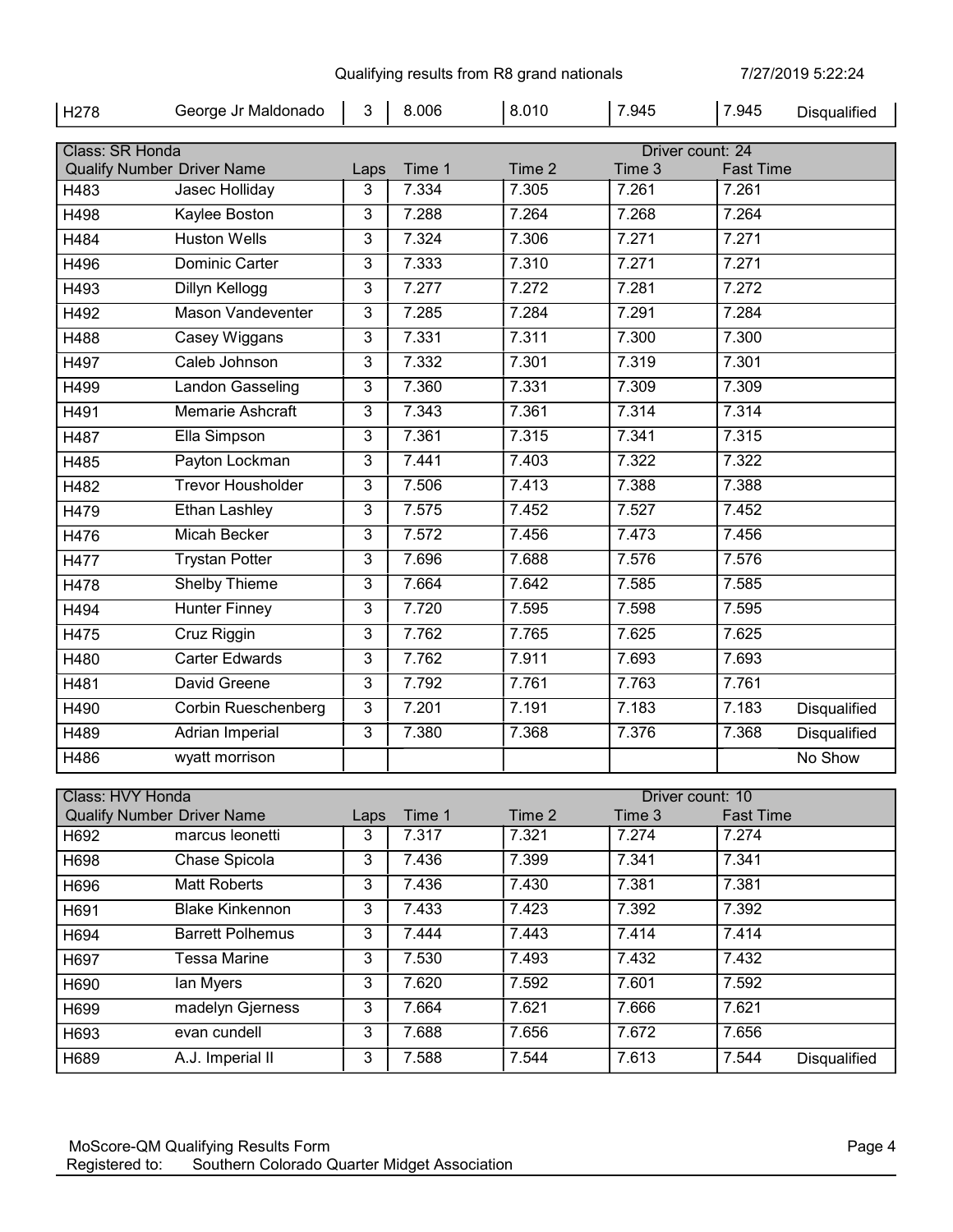| H278 | George Jr Maldonado | 3 | 8.006 | 8.010 | 7.945 | 7.945 | Disqualified |
|---|---|---|---|---|---|---|---|

**Class: SR Honda** — Driver count: 24

| Qualify Number | Driver Name | Laps | Time 1 | Time 2 | Time 3 | Fast Time | |
|---|---|---|---|---|---|---|---|
| H483 | Jasec Holliday | 3 | 7.334 | 7.305 | 7.261 | 7.261 | |
| H498 | Kaylee Boston | 3 | 7.288 | 7.264 | 7.268 | 7.264 | |
| H484 | Huston Wells | 3 | 7.324 | 7.306 | 7.271 | 7.271 | |
| H496 | Dominic Carter | 3 | 7.333 | 7.310 | 7.271 | 7.271 | |
| H493 | Dillyn Kellogg | 3 | 7.277 | 7.272 | 7.281 | 7.272 | |
| H492 | Mason Vandeventer | 3 | 7.285 | 7.284 | 7.291 | 7.284 | |
| H488 | Casey Wiggans | 3 | 7.331 | 7.311 | 7.300 | 7.300 | |
| H497 | Caleb Johnson | 3 | 7.332 | 7.301 | 7.319 | 7.301 | |
| H499 | Landon Gasseling | 3 | 7.360 | 7.331 | 7.309 | 7.309 | |
| H491 | Memarie Ashcraft | 3 | 7.343 | 7.361 | 7.314 | 7.314 | |
| H487 | Ella Simpson | 3 | 7.361 | 7.315 | 7.341 | 7.315 | |
| H485 | Payton Lockman | 3 | 7.441 | 7.403 | 7.322 | 7.322 | |
| H482 | Trevor Housholder | 3 | 7.506 | 7.413 | 7.388 | 7.388 | |
| H479 | Ethan Lashley | 3 | 7.575 | 7.452 | 7.527 | 7.452 | |
| H476 | Micah Becker | 3 | 7.572 | 7.456 | 7.473 | 7.456 | |
| H477 | Trystan Potter | 3 | 7.696 | 7.688 | 7.576 | 7.576 | |
| H478 | Shelby Thieme | 3 | 7.664 | 7.642 | 7.585 | 7.585 | |
| H494 | Hunter Finney | 3 | 7.720 | 7.595 | 7.598 | 7.595 | |
| H475 | Cruz Riggin | 3 | 7.762 | 7.765 | 7.625 | 7.625 | |
| H480 | Carter Edwards | 3 | 7.762 | 7.911 | 7.693 | 7.693 | |
| H481 | David Greene | 3 | 7.792 | 7.761 | 7.763 | 7.761 | |
| H490 | Corbin Rueschenberg | 3 | 7.201 | 7.191 | 7.183 | 7.183 | Disqualified |
| H489 | Adrian Imperial | 3 | 7.380 | 7.368 | 7.376 | 7.368 | Disqualified |
| H486 | wyatt morrison | | | | | | No Show |

**Class: HVY Honda** — Driver count: 10

| Qualify Number | Driver Name | Laps | Time 1 | Time 2 | Time 3 | Fast Time | |
|---|---|---|---|---|---|---|---|
| H692 | marcus leonetti | 3 | 7.317 | 7.321 | 7.274 | 7.274 | |
| H698 | Chase Spicola | 3 | 7.436 | 7.399 | 7.341 | 7.341 | |
| H696 | Matt Roberts | 3 | 7.436 | 7.430 | 7.381 | 7.381 | |
| H691 | Blake Kinkennon | 3 | 7.433 | 7.423 | 7.392 | 7.392 | |
| H694 | Barrett Polhemus | 3 | 7.444 | 7.443 | 7.414 | 7.414 | |
| H697 | Tessa Marine | 3 | 7.530 | 7.493 | 7.432 | 7.432 | |
| H690 | Ian Myers | 3 | 7.620 | 7.592 | 7.601 | 7.592 | |
| H699 | madelyn Gjerness | 3 | 7.664 | 7.621 | 7.666 | 7.621 | |
| H693 | evan cundell | 3 | 7.688 | 7.656 | 7.672 | 7.656 | |
| H689 | A.J. Imperial II | 3 | 7.588 | 7.544 | 7.613 | 7.544 | Disqualified |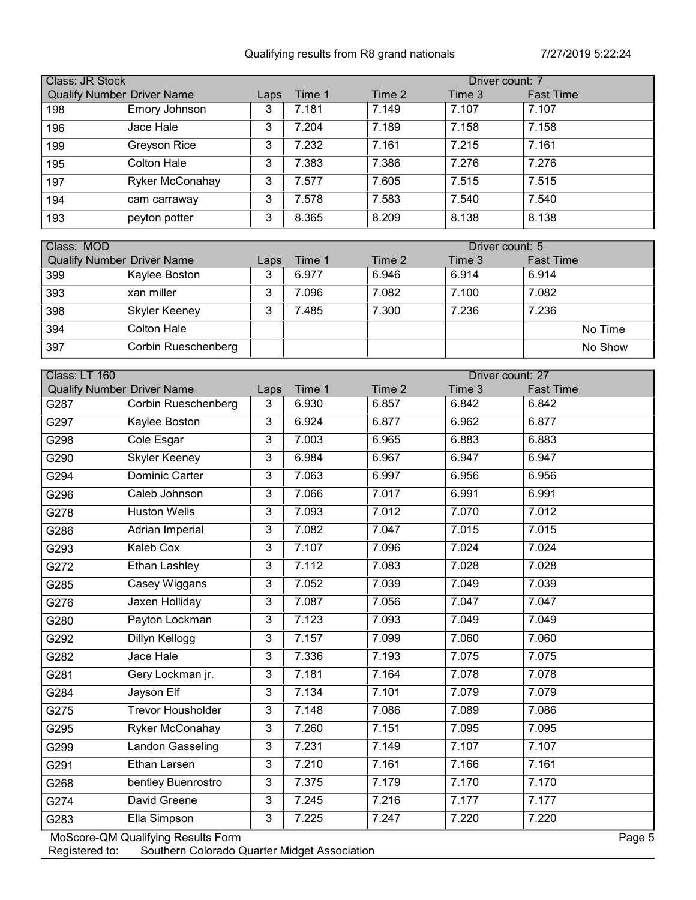Qualifying results from R8 grand nationals 7/27/2019 5:22:24

**Class: JR Stock** — Driver count: 7

| Qualify Number | Driver Name | Laps | Time 1 | Time 2 | Time 3 | Fast Time |
|---|---|---|---|---|---|---|
| 198 | Emory Johnson | 3 | 7.181 | 7.149 | 7.107 | 7.107 |
| 196 | Jace Hale | 3 | 7.204 | 7.189 | 7.158 | 7.158 |
| 199 | Greyson Rice | 3 | 7.232 | 7.161 | 7.215 | 7.161 |
| 195 | Colton Hale | 3 | 7.383 | 7.386 | 7.276 | 7.276 |
| 197 | Ryker McConahay | 3 | 7.577 | 7.605 | 7.515 | 7.515 |
| 194 | cam carraway | 3 | 7.578 | 7.583 | 7.540 | 7.540 |
| 193 | peyton potter | 3 | 8.365 | 8.209 | 8.138 | 8.138 |

**Class: MOD** — Driver count: 5

| Qualify Number | Driver Name | Laps | Time 1 | Time 2 | Time 3 | Fast Time |
|---|---|---|---|---|---|---|
| 399 | Kaylee Boston | 3 | 6.977 | 6.946 | 6.914 | 6.914 |
| 393 | xan miller | 3 | 7.096 | 7.082 | 7.100 | 7.082 |
| 398 | Skyler Keeney | 3 | 7.485 | 7.300 | 7.236 | 7.236 |
| 394 | Colton Hale | | | | | No Time |
| 397 | Corbin Rueschenberg | | | | | No Show |

**Class: LT 160** — Driver count: 27

| Qualify Number | Driver Name | Laps | Time 1 | Time 2 | Time 3 | Fast Time |
|---|---|---|---|---|---|---|
| G287 | Corbin Rueschenberg | 3 | 6.930 | 6.857 | 6.842 | 6.842 |
| G297 | Kaylee Boston | 3 | 6.924 | 6.877 | 6.962 | 6.877 |
| G298 | Cole Esgar | 3 | 7.003 | 6.965 | 6.883 | 6.883 |
| G290 | Skyler Keeney | 3 | 6.984 | 6.967 | 6.947 | 6.947 |
| G294 | Dominic Carter | 3 | 7.063 | 6.997 | 6.956 | 6.956 |
| G296 | Caleb Johnson | 3 | 7.066 | 7.017 | 6.991 | 6.991 |
| G278 | Huston Wells | 3 | 7.093 | 7.012 | 7.070 | 7.012 |
| G286 | Adrian Imperial | 3 | 7.082 | 7.047 | 7.015 | 7.015 |
| G293 | Kaleb Cox | 3 | 7.107 | 7.096 | 7.024 | 7.024 |
| G272 | Ethan Lashley | 3 | 7.112 | 7.083 | 7.028 | 7.028 |
| G285 | Casey Wiggans | 3 | 7.052 | 7.039 | 7.049 | 7.039 |
| G276 | Jaxen Holliday | 3 | 7.087 | 7.056 | 7.047 | 7.047 |
| G280 | Payton Lockman | 3 | 7.123 | 7.093 | 7.049 | 7.049 |
| G292 | Dillyn Kellogg | 3 | 7.157 | 7.099 | 7.060 | 7.060 |
| G282 | Jace Hale | 3 | 7.336 | 7.193 | 7.075 | 7.075 |
| G281 | Gery Lockman jr. | 3 | 7.181 | 7.164 | 7.078 | 7.078 |
| G284 | Jayson Elf | 3 | 7.134 | 7.101 | 7.079 | 7.079 |
| G275 | Trevor Housholder | 3 | 7.148 | 7.086 | 7.089 | 7.086 |
| G295 | Ryker McConahay | 3 | 7.260 | 7.151 | 7.095 | 7.095 |
| G299 | Landon Gasseling | 3 | 7.231 | 7.149 | 7.107 | 7.107 |
| G291 | Ethan Larsen | 3 | 7.210 | 7.161 | 7.166 | 7.161 |
| G268 | bentley Buenrostro | 3 | 7.375 | 7.179 | 7.170 | 7.170 |
| G274 | David Greene | 3 | 7.245 | 7.216 | 7.177 | 7.177 |
| G283 | Ella Simpson | 3 | 7.225 | 7.247 | 7.220 | 7.220 |

MoScore-QM Qualifying Results Form
Registered to: Southern Colorado Quarter Midget Association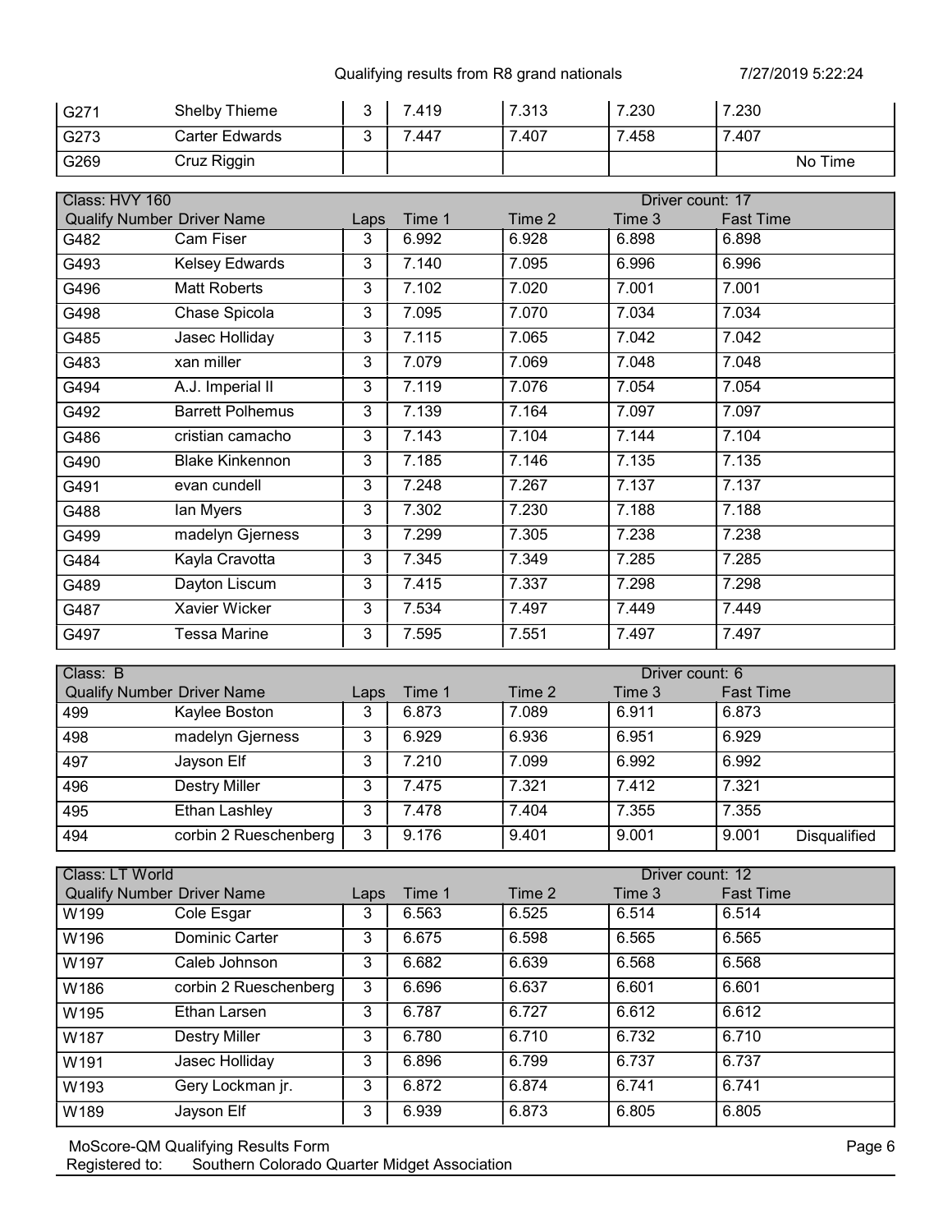| Qualify Number | Driver Name | Laps | Time 1 | Time 2 | Time 3 | Fast Time |
|---|---|---|---|---|---|---|
| G271 | Shelby Thieme | 3 | 7.419 | 7.313 | 7.230 | 7.230 |
| G273 | Carter Edwards | 3 | 7.447 | 7.407 | 7.458 | 7.407 |
| G269 | Cruz Riggin | | | | | No Time |

Class: HVY 160 — Driver count: 17

| Qualify Number | Driver Name | Laps | Time 1 | Time 2 | Time 3 | Fast Time |
|---|---|---|---|---|---|---|
| G482 | Cam Fiser | 3 | 6.992 | 6.928 | 6.898 | 6.898 |
| G493 | Kelsey Edwards | 3 | 7.140 | 7.095 | 6.996 | 6.996 |
| G496 | Matt Roberts | 3 | 7.102 | 7.020 | 7.001 | 7.001 |
| G498 | Chase Spicola | 3 | 7.095 | 7.070 | 7.034 | 7.034 |
| G485 | Jasec Holliday | 3 | 7.115 | 7.065 | 7.042 | 7.042 |
| G483 | xan miller | 3 | 7.079 | 7.069 | 7.048 | 7.048 |
| G494 | A.J. Imperial II | 3 | 7.119 | 7.076 | 7.054 | 7.054 |
| G492 | Barrett Polhemus | 3 | 7.139 | 7.164 | 7.097 | 7.097 |
| G486 | cristian camacho | 3 | 7.143 | 7.104 | 7.144 | 7.104 |
| G490 | Blake Kinkennon | 3 | 7.185 | 7.146 | 7.135 | 7.135 |
| G491 | evan cundell | 3 | 7.248 | 7.267 | 7.137 | 7.137 |
| G488 | Ian Myers | 3 | 7.302 | 7.230 | 7.188 | 7.188 |
| G499 | madelyn Gjerness | 3 | 7.299 | 7.305 | 7.238 | 7.238 |
| G484 | Kayla Cravotta | 3 | 7.345 | 7.349 | 7.285 | 7.285 |
| G489 | Dayton Liscum | 3 | 7.415 | 7.337 | 7.298 | 7.298 |
| G487 | Xavier Wicker | 3 | 7.534 | 7.497 | 7.449 | 7.449 |
| G497 | Tessa Marine | 3 | 7.595 | 7.551 | 7.497 | 7.497 |

Class: B — Driver count: 6

| Qualify Number | Driver Name | Laps | Time 1 | Time 2 | Time 3 | Fast Time |
|---|---|---|---|---|---|---|
| 499 | Kaylee Boston | 3 | 6.873 | 7.089 | 6.911 | 6.873 |
| 498 | madelyn Gjerness | 3 | 6.929 | 6.936 | 6.951 | 6.929 |
| 497 | Jayson Elf | 3 | 7.210 | 7.099 | 6.992 | 6.992 |
| 496 | Destry Miller | 3 | 7.475 | 7.321 | 7.412 | 7.321 |
| 495 | Ethan Lashley | 3 | 7.478 | 7.404 | 7.355 | 7.355 |
| 494 | corbin 2 Rueschenberg | 3 | 9.176 | 9.401 | 9.001 | 9.001 Disqualified |

Class: LT World — Driver count: 12

| Qualify Number | Driver Name | Laps | Time 1 | Time 2 | Time 3 | Fast Time |
|---|---|---|---|---|---|---|
| W199 | Cole Esgar | 3 | 6.563 | 6.525 | 6.514 | 6.514 |
| W196 | Dominic Carter | 3 | 6.675 | 6.598 | 6.565 | 6.565 |
| W197 | Caleb Johnson | 3 | 6.682 | 6.639 | 6.568 | 6.568 |
| W186 | corbin 2 Rueschenberg | 3 | 6.696 | 6.637 | 6.601 | 6.601 |
| W195 | Ethan Larsen | 3 | 6.787 | 6.727 | 6.612 | 6.612 |
| W187 | Destry Miller | 3 | 6.780 | 6.710 | 6.732 | 6.710 |
| W191 | Jasec Holliday | 3 | 6.896 | 6.799 | 6.737 | 6.737 |
| W193 | Gery Lockman jr. | 3 | 6.872 | 6.874 | 6.741 | 6.741 |
| W189 | Jayson Elf | 3 | 6.939 | 6.873 | 6.805 | 6.805 |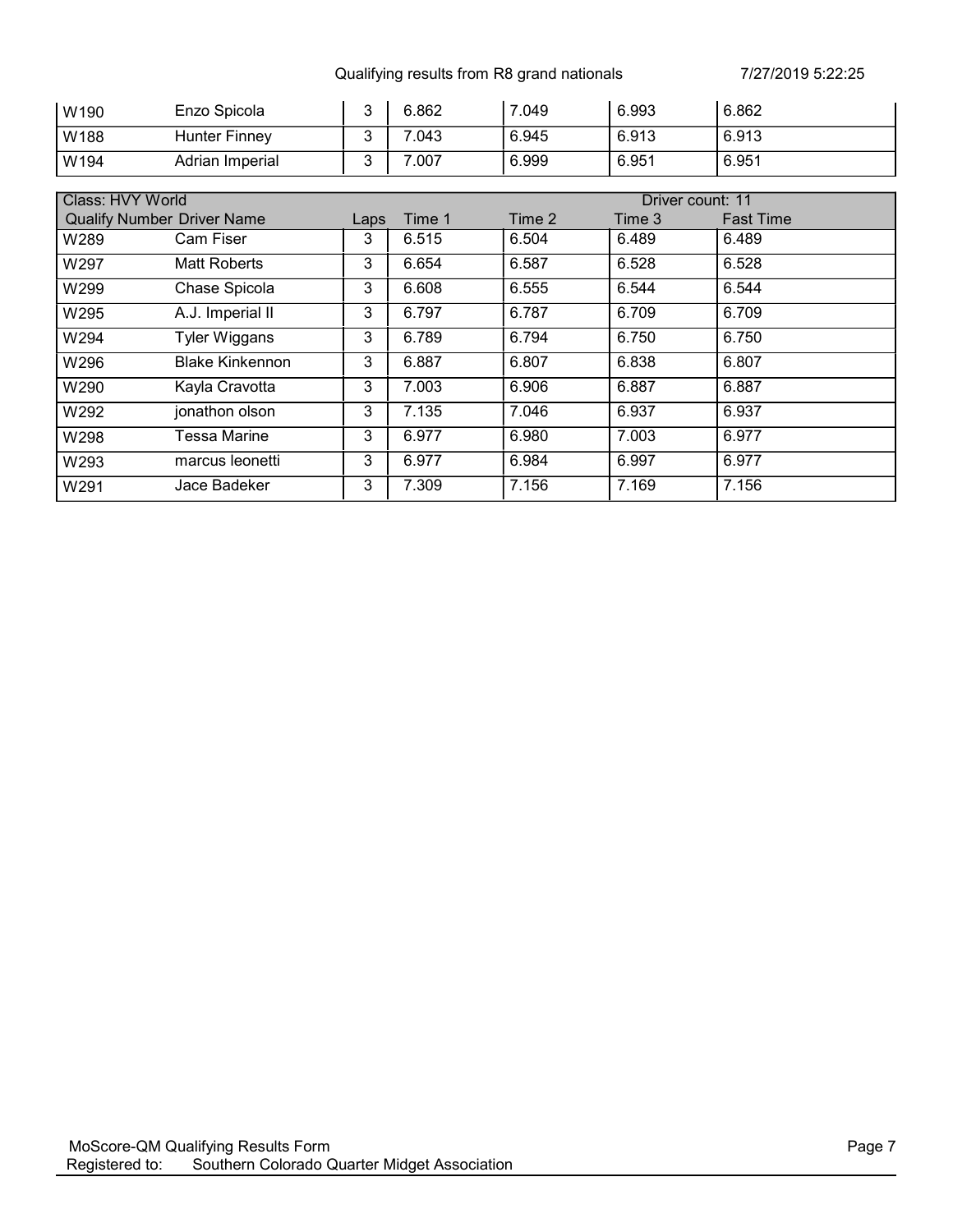| | | | | | | |
|---|---|---|---|---|---|---|
| W190 | Enzo Spicola | 3 | 6.862 | 7.049 | 6.993 | 6.862 |
| W188 | Hunter Finney | 3 | 7.043 | 6.945 | 6.913 | 6.913 |
| W194 | Adrian Imperial | 3 | 7.007 | 6.999 | 6.951 | 6.951 |

Class: HVY World — Driver count: 11

| Qualify Number | Driver Name | Laps | Time 1 | Time 2 | Time 3 | Fast Time |
|---|---|---|---|---|---|---|
| W289 | Cam Fiser | 3 | 6.515 | 6.504 | 6.489 | 6.489 |
| W297 | Matt Roberts | 3 | 6.654 | 6.587 | 6.528 | 6.528 |
| W299 | Chase Spicola | 3 | 6.608 | 6.555 | 6.544 | 6.544 |
| W295 | A.J. Imperial II | 3 | 6.797 | 6.787 | 6.709 | 6.709 |
| W294 | Tyler Wiggans | 3 | 6.789 | 6.794 | 6.750 | 6.750 |
| W296 | Blake Kinkennon | 3 | 6.887 | 6.807 | 6.838 | 6.807 |
| W290 | Kayla Cravotta | 3 | 7.003 | 6.906 | 6.887 | 6.887 |
| W292 | jonathon olson | 3 | 7.135 | 7.046 | 6.937 | 6.937 |
| W298 | Tessa Marine | 3 | 6.977 | 6.980 | 7.003 | 6.977 |
| W293 | marcus leonetti | 3 | 6.977 | 6.984 | 6.997 | 6.977 |
| W291 | Jace Badeker | 3 | 7.309 | 7.156 | 7.169 | 7.156 |